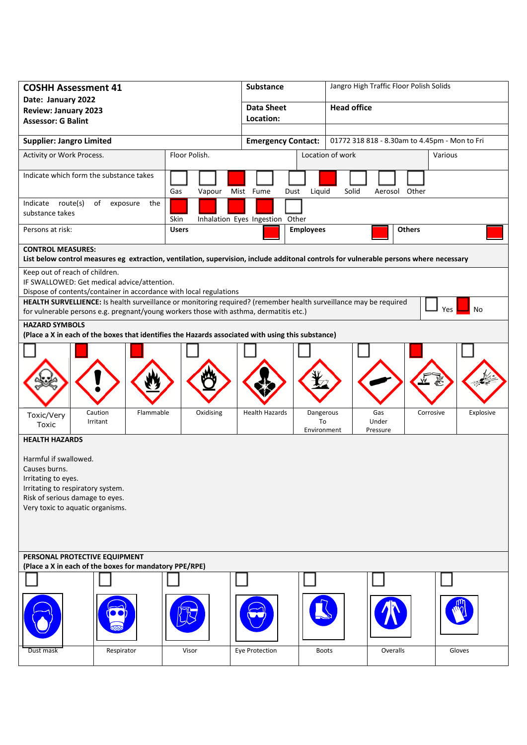| **COSHH Assessment 41** | **Substance** | Jangro High Traffic Floor Polish Solids |
|---|---|---|
| **Date: January 2022**<br>**Review: January 2023**<br>**Assessor: G Balint** | **Data Sheet Location:** | **Head office** |
| **Supplier: Jangro Limited** | **Emergency Contact:** | 01772 318 818 - 8.30am to 4.45pm - Mon to Fri |

| Activity or Work Process. | Floor Polish. | Location of work | Various |
|---|---|---|---|

**Indicate which form the substance takes**

| Gas | Vapour | Mist | Fume | Dust | Liquid | Solid | Aerosol | Other |
|---|---|---|---|---|---|---|---|---|
| ☐ | ☐ | ■ | ☐ | ☐ | ■ | ☐ | ☐ | ☐ |

**Indicate route(s) of exposure the substance takes**

| Skin | Inhalation | Eyes | Ingestion | Other |
|---|---|---|---|---|
| ■ | ■ | ■ | ■ | ☐ |

**Persons at risk:**

| Users | Employees | Others |
|---|---|---|
| ■ | ■ | ■ |

**CONTROL MEASURES:**
**List below control measures eg extraction, ventilation, supervision, include additonal controls for vulnerable persons where necessary**

Keep out of reach of children.
IF SWALLOWED: Get medical advice/attention.
Dispose of contents/container in accordance with local regulations

**HEALTH SURVELLIENCE:** Is health surveillance or monitoring required? (remember health surveillance may be required for vulnerable persons e.g. pregnant/young workers those with asthma, dermatitis etc.)

☐ Yes ■ No

**HAZARD SYMBOLS**
**(Place a X in each of the boxes that identifies the Hazards associated with using this substance)**

| Toxic/Very Toxic | Caution Irritant | Flammable | Oxidising | Health Hazards | Dangerous To Environment | Gas Under Pressure | Corrosive | Explosive |
|---|---|---|---|---|---|---|---|---|
| ☐ | ■ | ■ | ☐ | ☐ | ☐ | ☐ | ■ | ☐ |

**HEALTH HAZARDS**

Harmful if swallowed.
Causes burns.
Irritating to eyes.
Irritating to respiratory system.
Risk of serious damage to eyes.
Very toxic to aquatic organisms.

**PERSONAL PROTECTIVE EQUIPMENT**
**(Place a X in each of the boxes for mandatory PPE/RPE)**

| Dust mask | Respirator | Visor | Eye Protection | Boots | Overalls | Gloves |
|---|---|---|---|---|---|---|
| ☐ | ☐ | ☐ | ☐ | ☐ | ☐ | ☐ |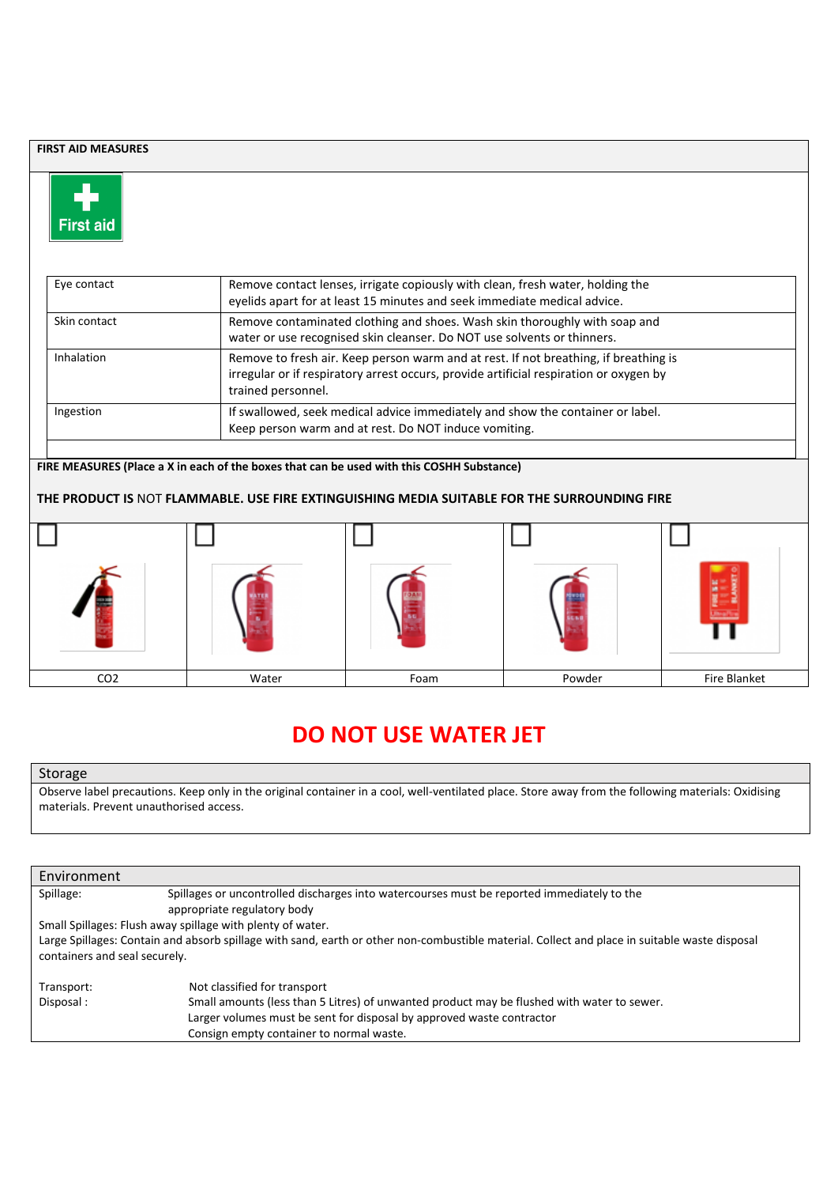## FIRST AID MEASURES

First aid

| | |
|---|---|
| Eye contact | Remove contact lenses, irrigate copiously with clean, fresh water, holding the eyelids apart for at least 15 minutes and seek immediate medical advice. |
| Skin contact | Remove contaminated clothing and shoes. Wash skin thoroughly with soap and water or use recognised skin cleanser. Do NOT use solvents or thinners. |
| Inhalation | Remove to fresh air. Keep person warm and at rest. If not breathing, if breathing is irregular or if respiratory arrest occurs, provide artificial respiration or oxygen by trained personnel. |
| Ingestion | If swallowed, seek medical advice immediately and show the container or label. Keep person warm and at rest. Do NOT induce vomiting. |

**FIRE MEASURES (Place a X in each of the boxes that can be used with this COSHH Substance)**

**THE PRODUCT IS** NOT **FLAMMABLE. USE FIRE EXTINGUISHING MEDIA SUITABLE FOR THE SURROUNDING FIRE**

| ☐ | ☐ | ☐ | ☐ | ☐ |
|---|---|---|---|---|
| $CO_2$ | Water | Foam | Powder | Fire Blanket |

# DO NOT USE WATER JET

## Storage

Observe label precautions. Keep only in the original container in a cool, well-ventilated place. Store away from the following materials: Oxidising materials. Prevent unauthorised access.

## Environment

Spillage: Spillages or uncontrolled discharges into watercourses must be reported immediately to the appropriate regulatory body

Small Spillages: Flush away spillage with plenty of water.

Large Spillages: Contain and absorb spillage with sand, earth or other non-combustible material. Collect and place in suitable waste disposal containers and seal securely.

Transport: Not classified for transport

Disposal : Small amounts (less than 5 Litres) of unwanted product may be flushed with water to sewer.
Larger volumes must be sent for disposal by approved waste contractor
Consign empty container to normal waste.